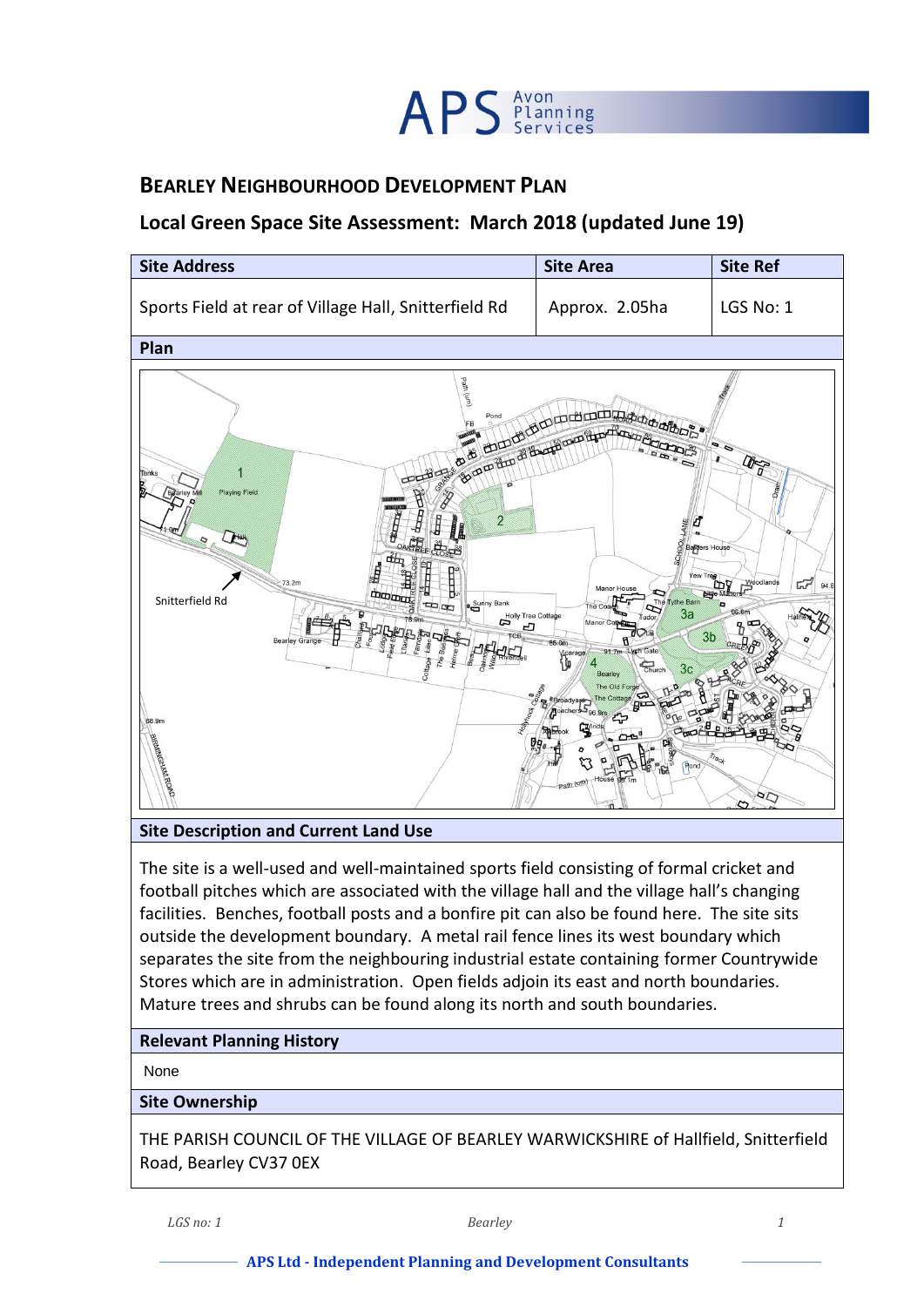# BEARLEY NEIGHBOURHOOD DEVELOPMENT PLAN

## Local Green Space Site Assessment: March 2018 (updated June 19)

| Site Address | Site Area | Site Ref |
|---|---|---|
| Sports Field at rear of Village Hall, Snitterfield Rd | Approx. 2.05ha | LGS No: 1 |

### Plan

### Site Description and Current Land Use

The site is a well-used and well-maintained sports field consisting of formal cricket and football pitches which are associated with the village hall and the village hall's changing facilities. Benches, football posts and a bonfire pit can also be found here. The site sits outside the development boundary. A metal rail fence lines its west boundary which separates the site from the neighbouring industrial estate containing former Countrywide Stores which are in administration. Open fields adjoin its east and north boundaries. Mature trees and shrubs can be found along its north and south boundaries.

### Relevant Planning History

None

### Site Ownership

THE PARISH COUNCIL OF THE VILLAGE OF BEARLEY WARWICKSHIRE of Hallfield, Snitterfield Road, Bearley CV37 0EX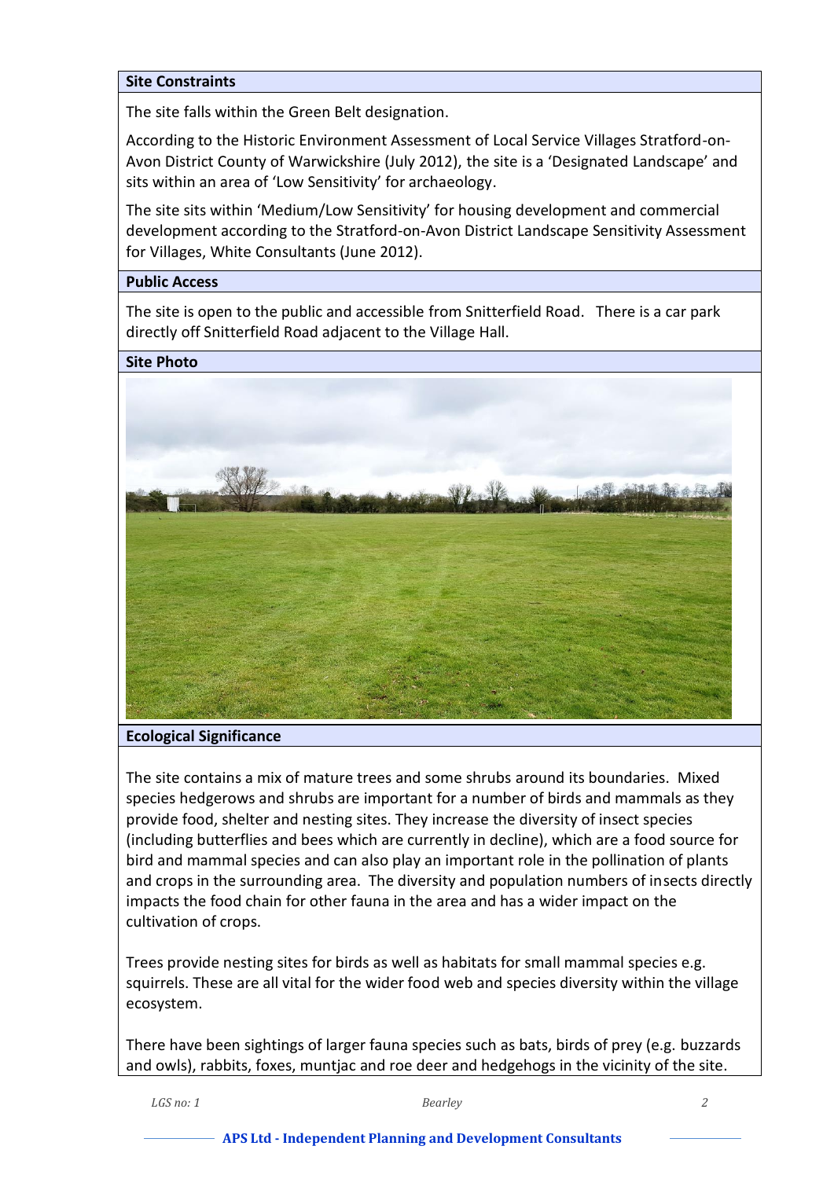### Site Constraints

The site falls within the Green Belt designation.

According to the Historic Environment Assessment of Local Service Villages Stratford-on-Avon District County of Warwickshire (July 2012), the site is a 'Designated Landscape' and sits within an area of 'Low Sensitivity' for archaeology.

The site sits within 'Medium/Low Sensitivity' for housing development and commercial development according to the Stratford-on-Avon District Landscape Sensitivity Assessment for Villages, White Consultants (June 2012).

### Public Access

The site is open to the public and accessible from Snitterfield Road. There is a car park directly off Snitterfield Road adjacent to the Village Hall.

### Site Photo

### Ecological Significance

The site contains a mix of mature trees and some shrubs around its boundaries. Mixed species hedgerows and shrubs are important for a number of birds and mammals as they provide food, shelter and nesting sites. They increase the diversity of insect species (including butterflies and bees which are currently in decline), which are a food source for bird and mammal species and can also play an important role in the pollination of plants and crops in the surrounding area. The diversity and population numbers of insects directly impacts the food chain for other fauna in the area and has a wider impact on the cultivation of crops.

Trees provide nesting sites for birds as well as habitats for small mammal species e.g. squirrels. These are all vital for the wider food web and species diversity within the village ecosystem.

There have been sightings of larger fauna species such as bats, birds of prey (e.g. buzzards and owls), rabbits, foxes, muntjac and roe deer and hedgehogs in the vicinity of the site.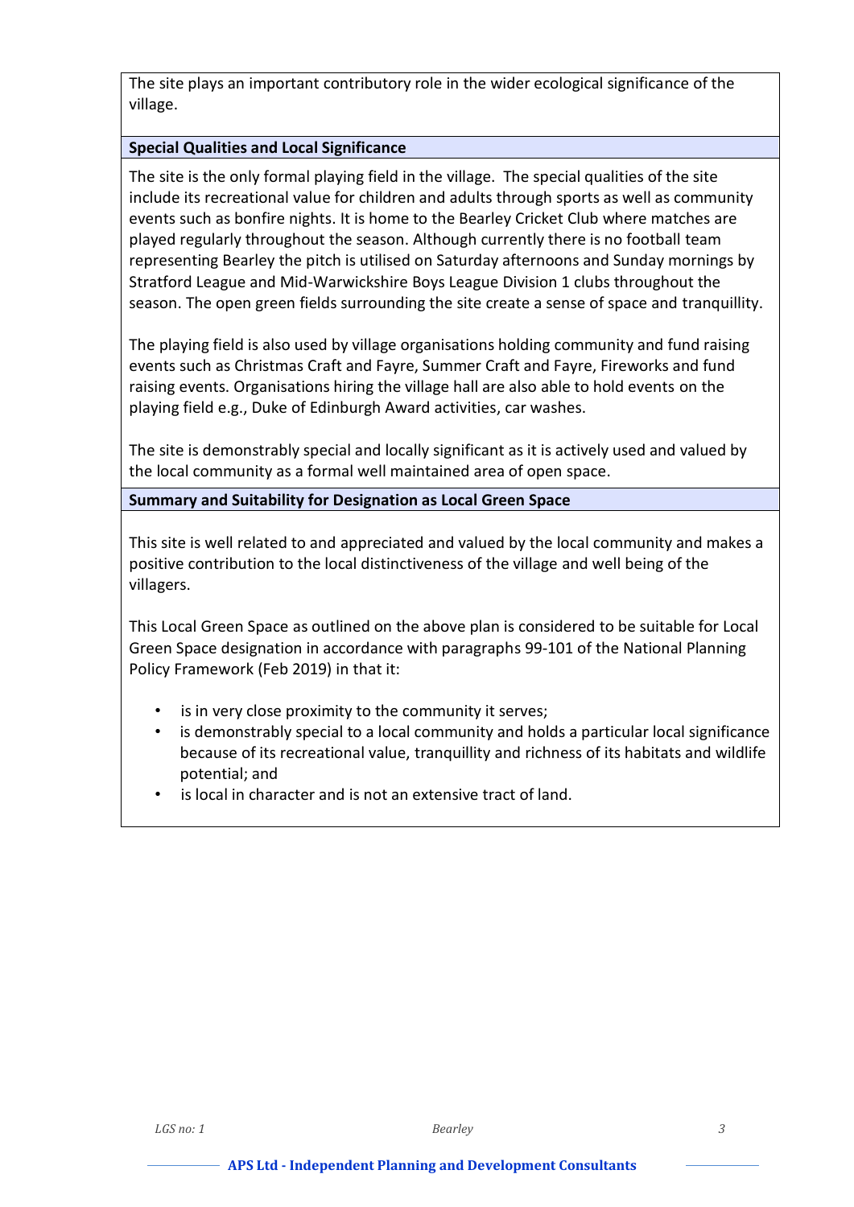The site plays an important contributory role in the wider ecological significance of the village.

**Special Qualities and Local Significance**

The site is the only formal playing field in the village. The special qualities of the site include its recreational value for children and adults through sports as well as community events such as bonfire nights. It is home to the Bearley Cricket Club where matches are played regularly throughout the season. Although currently there is no football team representing Bearley the pitch is utilised on Saturday afternoons and Sunday mornings by Stratford League and Mid-Warwickshire Boys League Division 1 clubs throughout the season. The open green fields surrounding the site create a sense of space and tranquillity.

The playing field is also used by village organisations holding community and fund raising events such as Christmas Craft and Fayre, Summer Craft and Fayre, Fireworks and fund raising events. Organisations hiring the village hall are also able to hold events on the playing field e.g., Duke of Edinburgh Award activities, car washes.

The site is demonstrably special and locally significant as it is actively used and valued by the local community as a formal well maintained area of open space.

**Summary and Suitability for Designation as Local Green Space**

This site is well related to and appreciated and valued by the local community and makes a positive contribution to the local distinctiveness of the village and well being of the villagers.

This Local Green Space as outlined on the above plan is considered to be suitable for Local Green Space designation in accordance with paragraphs 99-101 of the National Planning Policy Framework (Feb 2019) in that it:

- is in very close proximity to the community it serves;
- is demonstrably special to a local community and holds a particular local significance because of its recreational value, tranquillity and richness of its habitats and wildlife potential; and
- is local in character and is not an extensive tract of land.